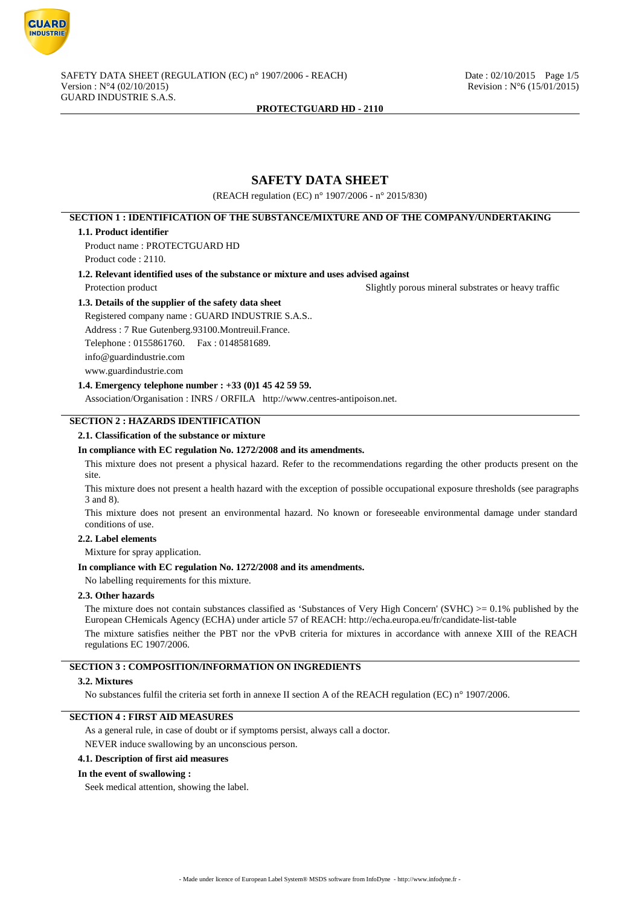SAFETY DATA SHEET (REGULATION (EC) n° 1907/2006 - REACH)
Version : N°4 (02/10/2015)
GUARD INDUSTRIE S.A.S.

Date : 02/10/2015
Revision : N°6 (15/01/2015)

**PROTECTGUARD HD - 2110**

# SAFETY DATA SHEET

(REACH regulation (EC) n° 1907/2006 - n° 2015/830)

## SECTION 1 : IDENTIFICATION OF THE SUBSTANCE/MIXTURE AND OF THE COMPANY/UNDERTAKING

### 1.1. Product identifier

Product name : PROTECTGUARD HD

Product code : 2110.

### 1.2. Relevant identified uses of the substance or mixture and uses advised against

Protection product — Slightly porous mineral substrates or heavy traffic

### 1.3. Details of the supplier of the safety data sheet

Registered company name : GUARD INDUSTRIE S.A.S..

Address : 7 Rue Gutenberg.93100.Montreuil.France.

Telephone : 0155861760. Fax : 0148581689.

info@guardindustrie.com

www.guardindustrie.com

### 1.4. Emergency telephone number : +33 (0)1 45 42 59 59.

Association/Organisation : INRS / ORFILA http://www.centres-antipoison.net.

## SECTION 2 : HAZARDS IDENTIFICATION

### 2.1. Classification of the substance or mixture

**In compliance with EC regulation No. 1272/2008 and its amendments.**

This mixture does not present a physical hazard. Refer to the recommendations regarding the other products present on the site.

This mixture does not present a health hazard with the exception of possible occupational exposure thresholds (see paragraphs 3 and 8).

This mixture does not present an environmental hazard. No known or foreseeable environmental damage under standard conditions of use.

### 2.2. Label elements

Mixture for spray application.

**In compliance with EC regulation No. 1272/2008 and its amendments.**

No labelling requirements for this mixture.

### 2.3. Other hazards

The mixture does not contain substances classified as 'Substances of Very High Concern' (SVHC) >= 0.1% published by the European CHemicals Agency (ECHA) under article 57 of REACH: http://echa.europa.eu/fr/candidate-list-table

The mixture satisfies neither the PBT nor the vPvB criteria for mixtures in accordance with annexe XIII of the REACH regulations EC 1907/2006.

## SECTION 3 : COMPOSITION/INFORMATION ON INGREDIENTS

### 3.2. Mixtures

No substances fulfil the criteria set forth in annexe II section A of the REACH regulation (EC) n° 1907/2006.

## SECTION 4 : FIRST AID MEASURES

As a general rule, in case of doubt or if symptoms persist, always call a doctor.

NEVER induce swallowing by an unconscious person.

### 4.1. Description of first aid measures

**In the event of swallowing :**

Seek medical attention, showing the label.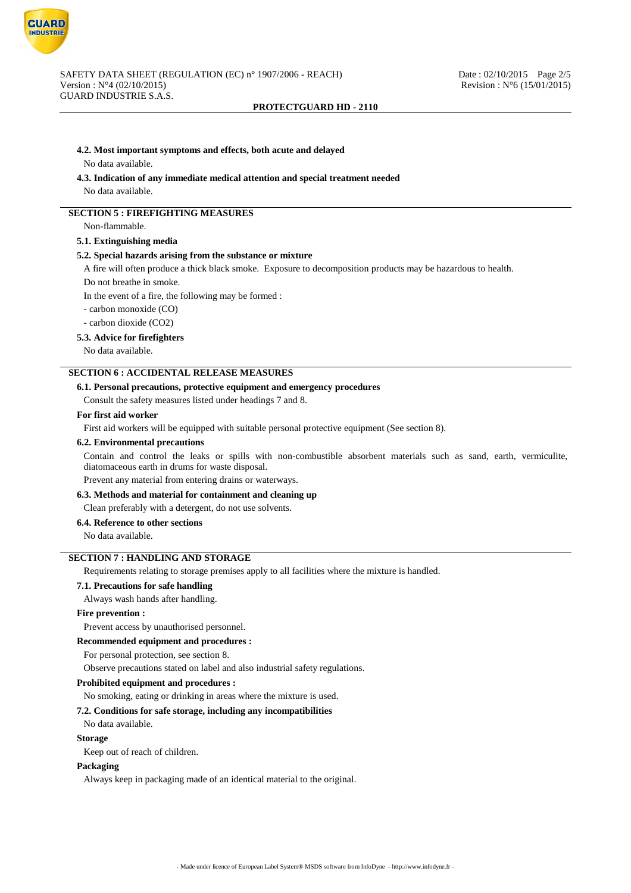#### 4.2. Most important symptoms and effects, both acute and delayed

No data available.

#### 4.3. Indication of any immediate medical attention and special treatment needed

No data available.

## SECTION 5 : FIREFIGHTING MEASURES

Non-flammable.

#### 5.1. Extinguishing media

#### 5.2. Special hazards arising from the substance or mixture

A fire will often produce a thick black smoke. Exposure to decomposition products may be hazardous to health.

Do not breathe in smoke.

In the event of a fire, the following may be formed :

- carbon monoxide (CO)
- carbon dioxide ($CO_2$)

#### 5.3. Advice for firefighters

No data available.

## SECTION 6 : ACCIDENTAL RELEASE MEASURES

#### 6.1. Personal precautions, protective equipment and emergency procedures

Consult the safety measures listed under headings 7 and 8.

**For first aid worker**

First aid workers will be equipped with suitable personal protective equipment (See section 8).

#### 6.2. Environmental precautions

Contain and control the leaks or spills with non-combustible absorbent materials such as sand, earth, vermiculite, diatomaceous earth in drums for waste disposal.

Prevent any material from entering drains or waterways.

#### 6.3. Methods and material for containment and cleaning up

Clean preferably with a detergent, do not use solvents.

#### 6.4. Reference to other sections

No data available.

## SECTION 7 : HANDLING AND STORAGE

Requirements relating to storage premises apply to all facilities where the mixture is handled.

#### 7.1. Precautions for safe handling

Always wash hands after handling.

**Fire prevention :**

Prevent access by unauthorised personnel.

**Recommended equipment and procedures :**

For personal protection, see section 8.

Observe precautions stated on label and also industrial safety regulations.

**Prohibited equipment and procedures :**

No smoking, eating or drinking in areas where the mixture is used.

#### 7.2. Conditions for safe storage, including any incompatibilities

No data available.

**Storage**

Keep out of reach of children.

**Packaging**

Always keep in packaging made of an identical material to the original.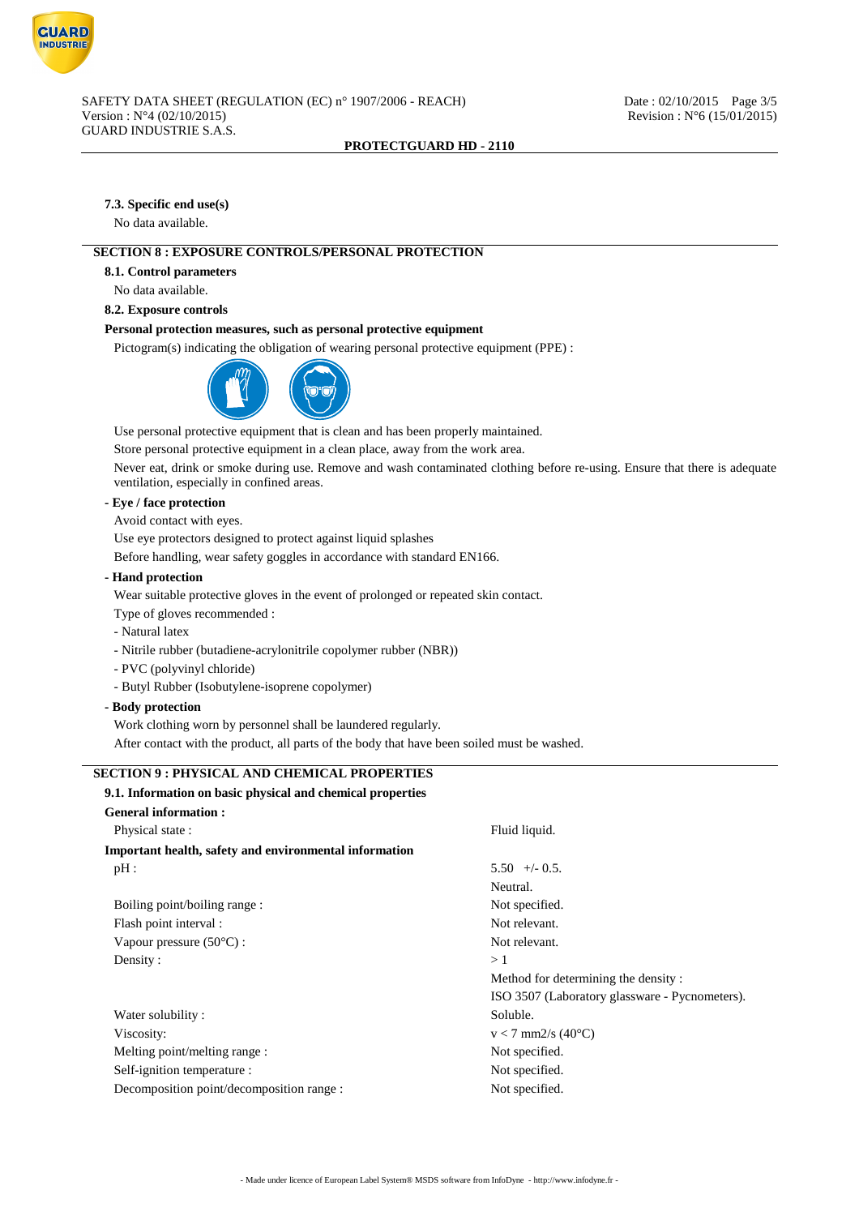**7.3. Specific end use(s)**

No data available.

## SECTION 8 : EXPOSURE CONTROLS/PERSONAL PROTECTION

**8.1. Control parameters**

No data available.

**8.2. Exposure controls**

**Personal protection measures, such as personal protective equipment**

Pictogram(s) indicating the obligation of wearing personal protective equipment (PPE) :

Use personal protective equipment that is clean and has been properly maintained.

Store personal protective equipment in a clean place, away from the work area.

Never eat, drink or smoke during use. Remove and wash contaminated clothing before re-using. Ensure that there is adequate ventilation, especially in confined areas.

**- Eye / face protection**

Avoid contact with eyes.

Use eye protectors designed to protect against liquid splashes

Before handling, wear safety goggles in accordance with standard EN166.

**- Hand protection**

Wear suitable protective gloves in the event of prolonged or repeated skin contact.

Type of gloves recommended :

- Natural latex
- Nitrile rubber (butadiene-acrylonitrile copolymer rubber (NBR))
- PVC (polyvinyl chloride)
- Butyl Rubber (Isobutylene-isoprene copolymer)

**- Body protection**

Work clothing worn by personnel shall be laundered regularly.

After contact with the product, all parts of the body that have been soiled must be washed.

## SECTION 9 : PHYSICAL AND CHEMICAL PROPERTIES

**9.1. Information on basic physical and chemical properties**

**General information :**

| | |
|---|---|
| Physical state : | Fluid liquid. |

**Important health, safety and environmental information**

| | |
|---|---|
| pH : | 5.50 +/- 0.5. |
| | Neutral. |
| Boiling point/boiling range : | Not specified. |
| Flash point interval : | Not relevant. |
| Vapour pressure (50°C) : | Not relevant. |
| Density : | > 1 |
| | Method for determining the density : |
| | ISO 3507 (Laboratory glassware - Pycnometers). |
| Water solubility : | Soluble. |
| Viscosity: | v < 7 mm2/s (40°C) |
| Melting point/melting range : | Not specified. |
| Self-ignition temperature : | Not specified. |
| Decomposition point/decomposition range : | Not specified. |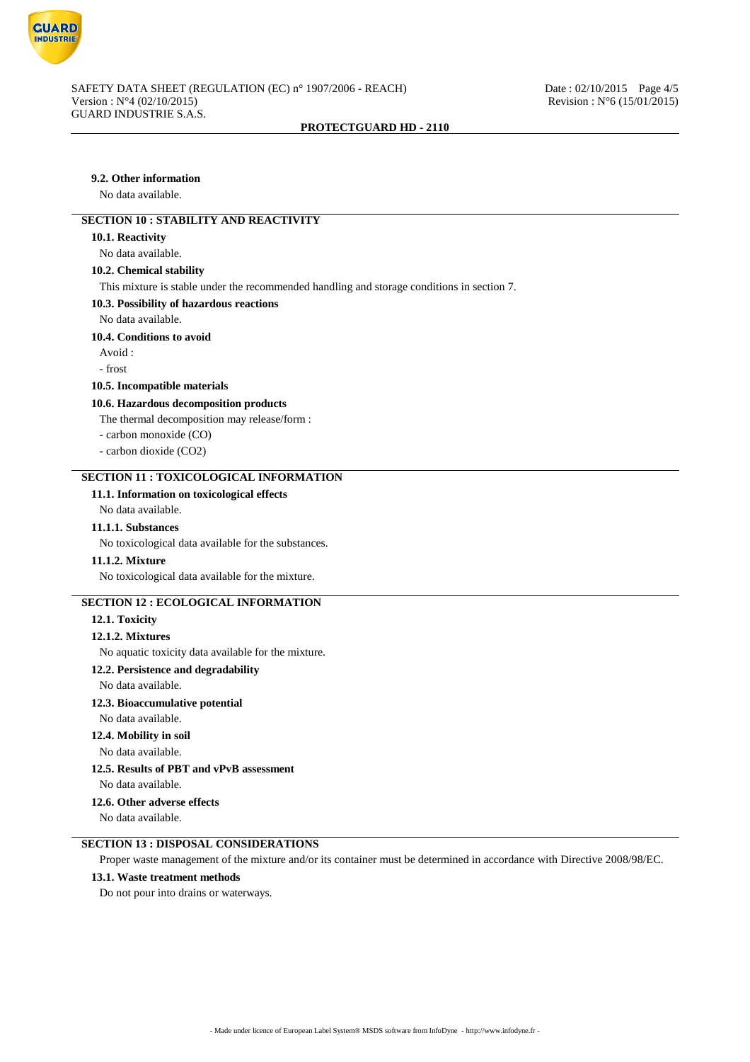#### 9.2. Other information

No data available.

## SECTION 10 : STABILITY AND REACTIVITY

#### 10.1. Reactivity

No data available.

#### 10.2. Chemical stability

This mixture is stable under the recommended handling and storage conditions in section 7.

#### 10.3. Possibility of hazardous reactions

No data available.

#### 10.4. Conditions to avoid

Avoid :

- frost

#### 10.5. Incompatible materials

#### 10.6. Hazardous decomposition products

The thermal decomposition may release/form :

- carbon monoxide (CO)
- carbon dioxide ($CO_2$)

## SECTION 11 : TOXICOLOGICAL INFORMATION

#### 11.1. Information on toxicological effects

No data available.

#### 11.1.1. Substances

No toxicological data available for the substances.

#### 11.1.2. Mixture

No toxicological data available for the mixture.

## SECTION 12 : ECOLOGICAL INFORMATION

#### 12.1. Toxicity

#### 12.1.2. Mixtures

No aquatic toxicity data available for the mixture.

#### 12.2. Persistence and degradability

No data available.

#### 12.3. Bioaccumulative potential

No data available.

#### 12.4. Mobility in soil

No data available.

#### 12.5. Results of PBT and vPvB assessment

No data available.

#### 12.6. Other adverse effects

No data available.

## SECTION 13 : DISPOSAL CONSIDERATIONS

Proper waste management of the mixture and/or its container must be determined in accordance with Directive 2008/98/EC.

#### 13.1. Waste treatment methods

Do not pour into drains or waterways.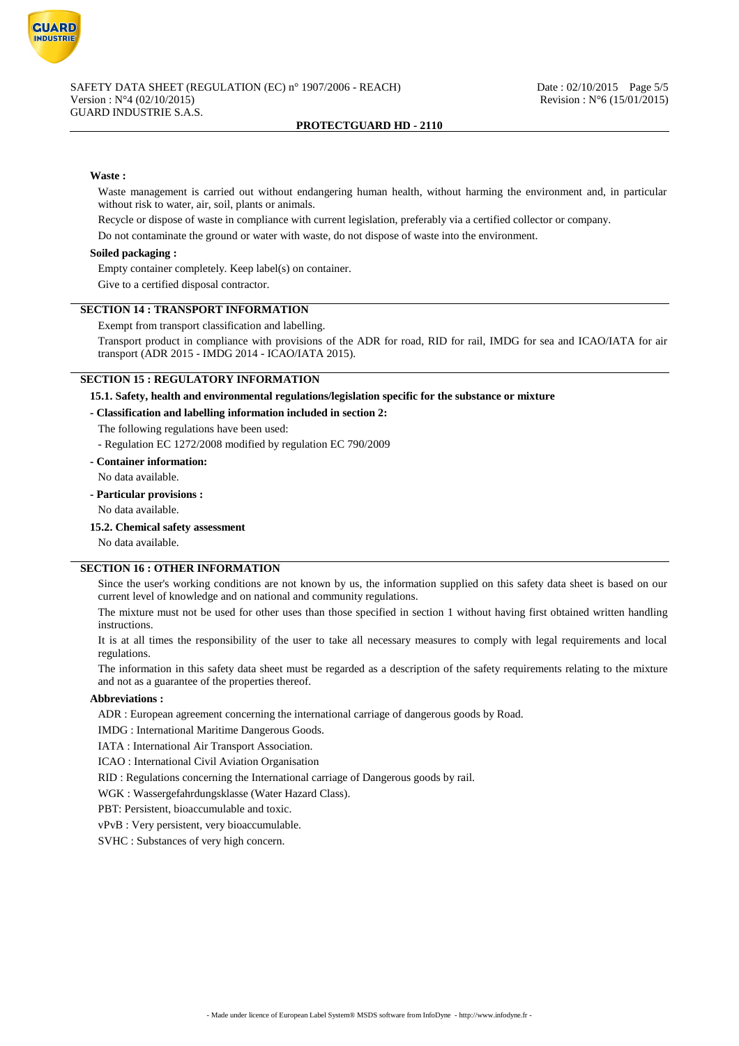**Waste :**

Waste management is carried out without endangering human health, without harming the environment and, in particular without risk to water, air, soil, plants or animals.

Recycle or dispose of waste in compliance with current legislation, preferably via a certified collector or company.

Do not contaminate the ground or water with waste, do not dispose of waste into the environment.

**Soiled packaging :**

Empty container completely. Keep label(s) on container.

Give to a certified disposal contractor.

## SECTION 14 : TRANSPORT INFORMATION

Exempt from transport classification and labelling.

Transport product in compliance with provisions of the ADR for road, RID for rail, IMDG for sea and ICAO/IATA for air transport (ADR 2015 - IMDG 2014 - ICAO/IATA 2015).

## SECTION 15 : REGULATORY INFORMATION

### 15.1. Safety, health and environmental regulations/legislation specific for the substance or mixture

**- Classification and labelling information included in section 2:**

The following regulations have been used:

- Regulation EC 1272/2008 modified by regulation EC 790/2009

**- Container information:**

No data available.

**- Particular provisions :**

No data available.

### 15.2. Chemical safety assessment

No data available.

## SECTION 16 : OTHER INFORMATION

Since the user's working conditions are not known by us, the information supplied on this safety data sheet is based on our current level of knowledge and on national and community regulations.

The mixture must not be used for other uses than those specified in section 1 without having first obtained written handling instructions.

It is at all times the responsibility of the user to take all necessary measures to comply with legal requirements and local regulations.

The information in this safety data sheet must be regarded as a description of the safety requirements relating to the mixture and not as a guarantee of the properties thereof.

**Abbreviations :**

ADR : European agreement concerning the international carriage of dangerous goods by Road.

IMDG : International Maritime Dangerous Goods.

IATA : International Air Transport Association.

ICAO : International Civil Aviation Organisation

RID : Regulations concerning the International carriage of Dangerous goods by rail.

WGK : Wassergefahrdungsklasse (Water Hazard Class).

PBT: Persistent, bioaccumulable and toxic.

vPvB : Very persistent, very bioaccumulable.

SVHC : Substances of very high concern.